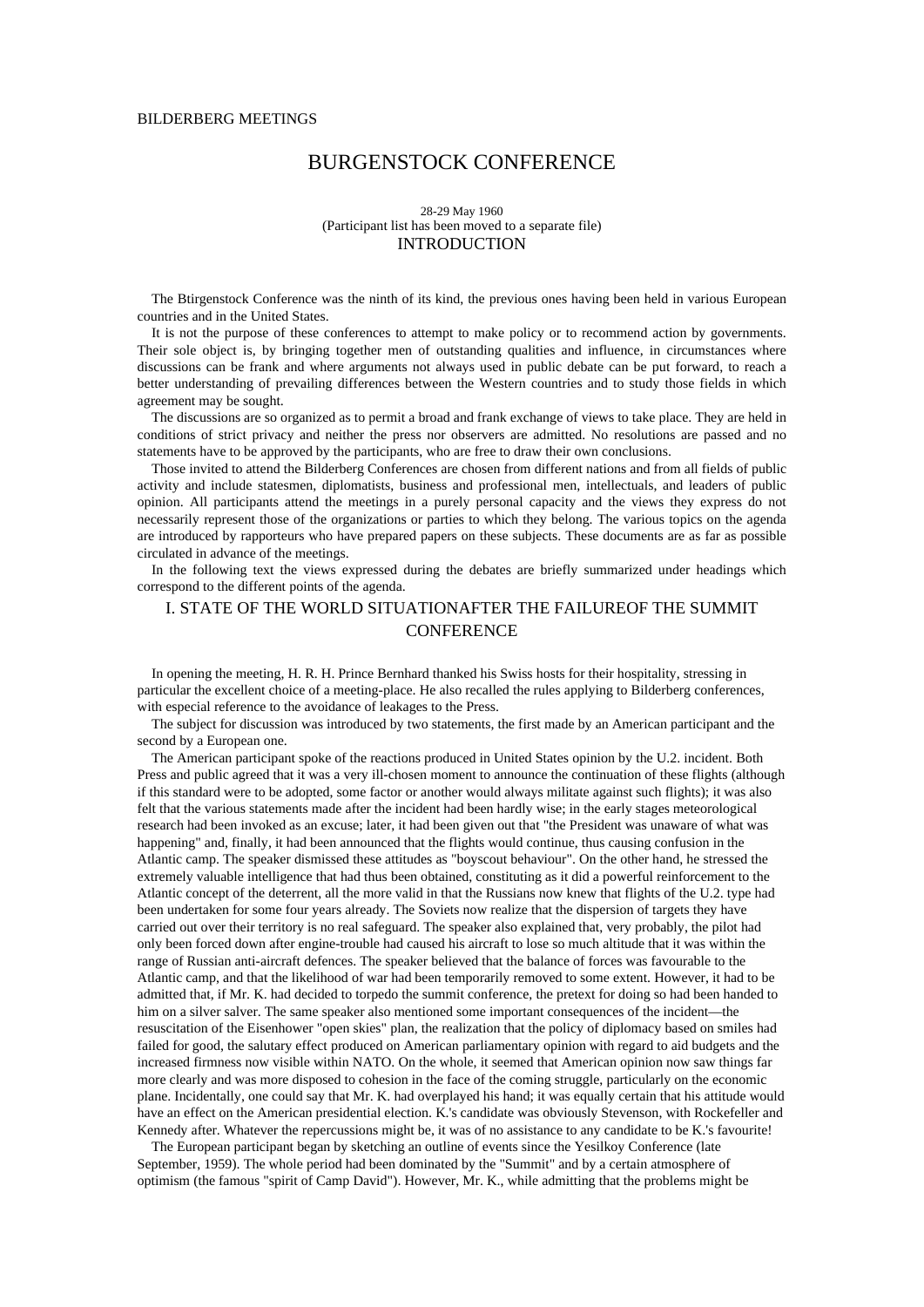BILDERBERG MEETINGS

# BURGENSTOCK CONFERENCE

28-29 May 1960
(Participant list has been moved to a separate file)

## INTRODUCTION

The Btirgenstock Conference was the ninth of its kind, the previous ones having been held in various European countries and in the United States.

It is not the purpose of these conferences to attempt to make policy or to recommend action by governments. Their sole object is, by bringing together men of outstanding qualities and influence, in circumstances where discussions can be frank and where arguments not always used in public debate can be put forward, to reach a better understanding of prevailing differences between the Western countries and to study those fields in which agreement may be sought.

The discussions are so organized as to permit a broad and frank exchange of views to take place. They are held in conditions of strict privacy and neither the press nor observers are admitted. No resolutions are passed and no statements have to be approved by the participants, who are free to draw their own conclusions.

Those invited to attend the Bilderberg Conferences are chosen from different nations and from all fields of public activity and include statesmen, diplomatists, business and professional men, intellectuals, and leaders of public opinion. All participants attend the meetings in a purely personal capacity and the views they express do not necessarily represent those of the organizations or parties to which they belong. The various topics on the agenda are introduced by rapporteurs who have prepared papers on these subjects. These documents are as far as possible circulated in advance of the meetings.

In the following text the views expressed during the debates are briefly summarized under headings which correspond to the different points of the agenda.

## I. STATE OF THE WORLD SITUATIONAFTER THE FAILUREOF THE SUMMIT CONFERENCE

In opening the meeting, H. R. H. Prince Bernhard thanked his Swiss hosts for their hospitality, stressing in particular the excellent choice of a meeting-place. He also recalled the rules applying to Bilderberg conferences, with especial reference to the avoidance of leakages to the Press.

The subject for discussion was introduced by two statements, the first made by an American participant and the second by a European one.

The American participant spoke of the reactions produced in United States opinion by the U.2. incident. Both Press and public agreed that it was a very ill-chosen moment to announce the continuation of these flights (although if this standard were to be adopted, some factor or another would always militate against such flights); it was also felt that the various statements made after the incident had been hardly wise; in the early stages meteorological research had been invoked as an excuse; later, it had been given out that "the President was unaware of what was happening" and, finally, it had been announced that the flights would continue, thus causing confusion in the Atlantic camp. The speaker dismissed these attitudes as "boyscout behaviour". On the other hand, he stressed the extremely valuable intelligence that had thus been obtained, constituting as it did a powerful reinforcement to the Atlantic concept of the deterrent, all the more valid in that the Russians now knew that flights of the U.2. type had been undertaken for some four years already. The Soviets now realize that the dispersion of targets they have carried out over their territory is no real safeguard. The speaker also explained that, very probably, the pilot had only been forced down after engine-trouble had caused his aircraft to lose so much altitude that it was within the range of Russian anti-aircraft defences. The speaker believed that the balance of forces was favourable to the Atlantic camp, and that the likelihood of war had been temporarily removed to some extent. However, it had to be admitted that, if Mr. K. had decided to torpedo the summit conference, the pretext for doing so had been handed to him on a silver salver. The same speaker also mentioned some important consequences of the incident—the resuscitation of the Eisenhower "open skies" plan, the realization that the policy of diplomacy based on smiles had failed for good, the salutary effect produced on American parliamentary opinion with regard to aid budgets and the increased firmness now visible within NATO. On the whole, it seemed that American opinion now saw things far more clearly and was more disposed to cohesion in the face of the coming struggle, particularly on the economic plane. Incidentally, one could say that Mr. K. had overplayed his hand; it was equally certain that his attitude would have an effect on the American presidential election. K.'s candidate was obviously Stevenson, with Rockefeller and Kennedy after. Whatever the repercussions might be, it was of no assistance to any candidate to be K.'s favourite!

The European participant began by sketching an outline of events since the Yesilkoy Conference (late September, 1959). The whole period had been dominated by the "Summit" and by a certain atmosphere of optimism (the famous "spirit of Camp David"). However, Mr. K., while admitting that the problems might be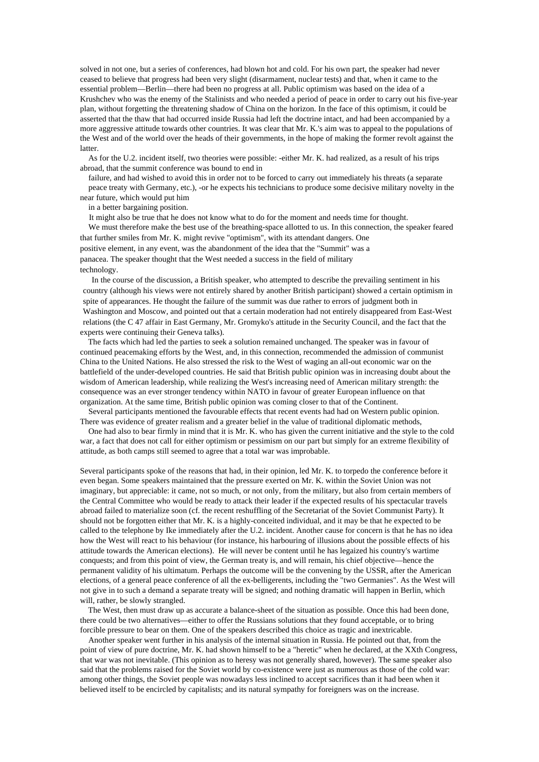solved in not one, but a series of conferences, had blown hot and cold. For his own part, the speaker had never ceased to believe that progress had been very slight (disarmament, nuclear tests) and that, when it came to the essential problem—Berlin—there had been no progress at all. Public optimism was based on the idea of a Krushchev who was the enemy of the Stalinists and who needed a period of peace in order to carry out his five-year plan, without forgetting the threatening shadow of China on the horizon. In the face of this optimism, it could be asserted that the thaw that had occurred inside Russia had left the doctrine intact, and had been accompanied by a more aggressive attitude towards other countries. It was clear that Mr. K.'s aim was to appeal to the populations of the West and of the world over the heads of their governments, in the hope of making the former revolt against the latter.

As for the U.2. incident itself, two theories were possible: -either Mr. K. had realized, as a result of his trips abroad, that the summit conference was bound to end in failure, and had wished to avoid this in order not to be forced to carry out immediately his threats (a separate peace treaty with Germany, etc.), -or he expects his technicians to produce some decisive military novelty in the near future, which would put him in a better bargaining position.

It might also be true that he does not know what to do for the moment and needs time for thought.

We must therefore make the best use of the breathing-space allotted to us. In this connection, the speaker feared that further smiles from Mr. K. might revive "optimism", with its attendant dangers. One positive element, in any event, was the abandonment of the idea that the "Summit" was a panacea. The speaker thought that the West needed a success in the field of military technology.

In the course of the discussion, a British speaker, who attempted to describe the prevailing sentiment in his country (although his views were not entirely shared by another British participant) showed a certain optimism in spite of appearances. He thought the failure of the summit was due rather to errors of judgment both in Washington and Moscow, and pointed out that a certain moderation had not entirely disappeared from East-West relations (the C 47 affair in East Germany, Mr. Gromyko's attitude in the Security Council, and the fact that the experts were continuing their Geneva talks).

The facts which had led the parties to seek a solution remained unchanged. The speaker was in favour of continued peacemaking efforts by the West, and, in this connection, recommended the admission of communist China to the United Nations. He also stressed the risk to the West of waging an all-out economic war on the battlefield of the under-developed countries. He said that British public opinion was in increasing doubt about the wisdom of American leadership, while realizing the West's increasing need of American military strength: the consequence was an ever stronger tendency within NATO in favour of greater European influence on that organization. At the same time, British public opinion was coming closer to that of the Continent.

Several participants mentioned the favourable effects that recent events had had on Western public opinion. There was evidence of greater realism and a greater belief in the value of traditional diplomatic methods,

One had also to bear firmly in mind that it is Mr. K. who has given the current initiative and the style to the cold war, a fact that does not call for either optimism or pessimism on our part but simply for an extreme flexibility of attitude, as both camps still seemed to agree that a total war was improbable.

Several participants spoke of the reasons that had, in their opinion, led Mr. K. to torpedo the conference before it even began. Some speakers maintained that the pressure exerted on Mr. K. within the Soviet Union was not imaginary, but appreciable: it came, not so much, or not only, from the military, but also from certain members of the Central Committee who would be ready to attack their leader if the expected results of his spectacular travels abroad failed to materialize soon (cf. the recent reshuffling of the Secretariat of the Soviet Communist Party). It should not be forgotten either that Mr. K. is a highly-conceited individual, and it may be that he expected to be called to the telephone by Ike immediately after the U.2. incident. Another cause for concern is that he has no idea how the West will react to his behaviour (for instance, his harbouring of illusions about the possible effects of his attitude towards the American elections). He will never be content until he has legaized his country's wartime conquests; and from this point of view, the German treaty is, and will remain, his chief objective—hence the permanent validity of his ultimatum. Perhaps the outcome will be the convening by the USSR, after the American elections, of a general peace conference of all the ex-belligerents, including the "two Germanies". As the West will not give in to such a demand a separate treaty will be signed; and nothing dramatic will happen in Berlin, which will, rather, be slowly strangled.

The West, then must draw up as accurate a balance-sheet of the situation as possible. Once this had been done, there could be two alternatives—either to offer the Russians solutions that they found acceptable, or to bring forcible pressure to bear on them. One of the speakers described this choice as tragic and inextricable.

Another speaker went further in his analysis of the internal situation in Russia. He pointed out that, from the point of view of pure doctrine, Mr. K. had shown himself to be a "heretic" when he declared, at the XXth Congress, that war was not inevitable. (This opinion as to heresy was not generally shared, however). The same speaker also said that the problems raised for the Soviet world by co-existence were just as numerous as those of the cold war: among other things, the Soviet people was nowadays less inclined to accept sacrifices than it had been when it believed itself to be encircled by capitalists; and its natural sympathy for foreigners was on the increase.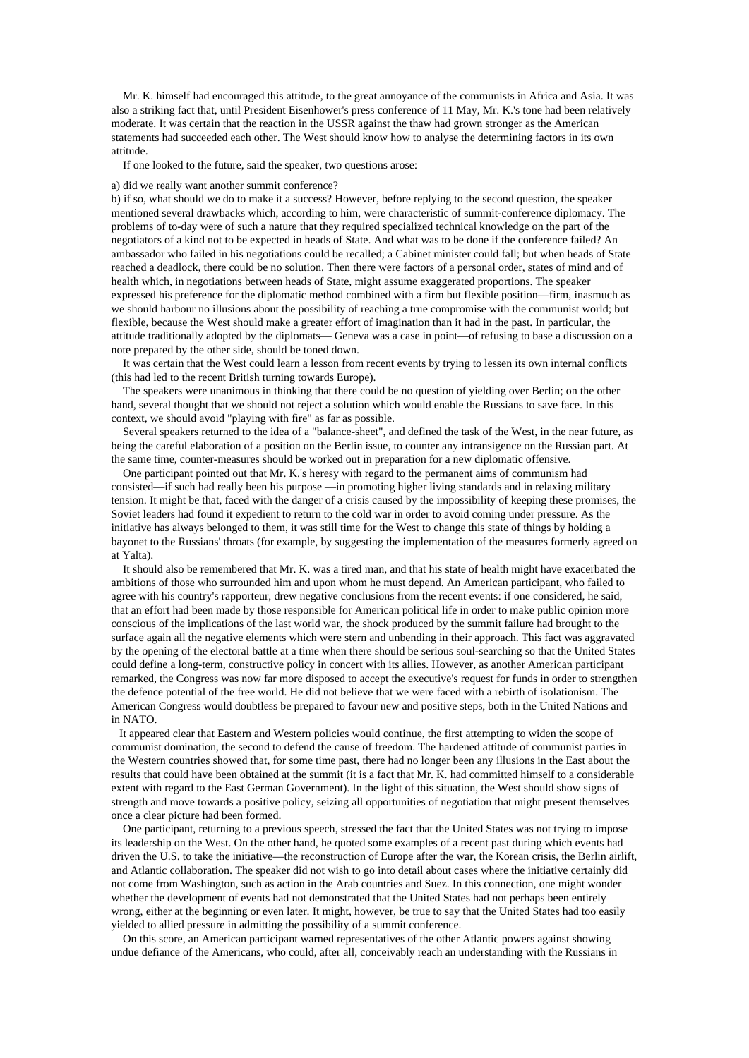Mr. K. himself had encouraged this attitude, to the great annoyance of the communists in Africa and Asia. It was also a striking fact that, until President Eisenhower's press conference of 11 May, Mr. K.'s tone had been relatively moderate. It was certain that the reaction in the USSR against the thaw had grown stronger as the American statements had succeeded each other. The West should know how to analyse the determining factors in its own attitude.

If one looked to the future, said the speaker, two questions arose:

a) did we really want another summit conference?

b) if so, what should we do to make it a success? However, before replying to the second question, the speaker mentioned several drawbacks which, according to him, were characteristic of summit-conference diplomacy. The problems of to-day were of such a nature that they required specialized technical knowledge on the part of the negotiators of a kind not to be expected in heads of State. And what was to be done if the conference failed? An ambassador who failed in his negotiations could be recalled; a Cabinet minister could fall; but when heads of State reached a deadlock, there could be no solution. Then there were factors of a personal order, states of mind and of health which, in negotiations between heads of State, might assume exaggerated proportions. The speaker expressed his preference for the diplomatic method combined with a firm but flexible position—firm, inasmuch as we should harbour no illusions about the possibility of reaching a true compromise with the communist world; but flexible, because the West should make a greater effort of imagination than it had in the past. In particular, the attitude traditionally adopted by the diplomats— Geneva was a case in point—of refusing to base a discussion on a note prepared by the other side, should be toned down.

It was certain that the West could learn a lesson from recent events by trying to lessen its own internal conflicts (this had led to the recent British turning towards Europe).

The speakers were unanimous in thinking that there could be no question of yielding over Berlin; on the other hand, several thought that we should not reject a solution which would enable the Russians to save face. In this context, we should avoid "playing with fire" as far as possible.

Several speakers returned to the idea of a "balance-sheet", and defined the task of the West, in the near future, as being the careful elaboration of a position on the Berlin issue, to counter any intransigence on the Russian part. At the same time, counter-measures should be worked out in preparation for a new diplomatic offensive.

One participant pointed out that Mr. K.'s heresy with regard to the permanent aims of communism had consisted—if such had really been his purpose —in promoting higher living standards and in relaxing military tension. It might be that, faced with the danger of a crisis caused by the impossibility of keeping these promises, the Soviet leaders had found it expedient to return to the cold war in order to avoid coming under pressure. As the initiative has always belonged to them, it was still time for the West to change this state of things by holding a bayonet to the Russians' throats (for example, by suggesting the implementation of the measures formerly agreed on at Yalta).

It should also be remembered that Mr. K. was a tired man, and that his state of health might have exacerbated the ambitions of those who surrounded him and upon whom he must depend. An American participant, who failed to agree with his country's rapporteur, drew negative conclusions from the recent events: if one considered, he said, that an effort had been made by those responsible for American political life in order to make public opinion more conscious of the implications of the last world war, the shock produced by the summit failure had brought to the surface again all the negative elements which were stern and unbending in their approach. This fact was aggravated by the opening of the electoral battle at a time when there should be serious soul-searching so that the United States could define a long-term, constructive policy in concert with its allies. However, as another American participant remarked, the Congress was now far more disposed to accept the executive's request for funds in order to strengthen the defence potential of the free world. He did not believe that we were faced with a rebirth of isolationism. The American Congress would doubtless be prepared to favour new and positive steps, both in the United Nations and in NATO.

It appeared clear that Eastern and Western policies would continue, the first attempting to widen the scope of communist domination, the second to defend the cause of freedom. The hardened attitude of communist parties in the Western countries showed that, for some time past, there had no longer been any illusions in the East about the results that could have been obtained at the summit (it is a fact that Mr. K. had committed himself to a considerable extent with regard to the East German Government). In the light of this situation, the West should show signs of strength and move towards a positive policy, seizing all opportunities of negotiation that might present themselves once a clear picture had been formed.

One participant, returning to a previous speech, stressed the fact that the United States was not trying to impose its leadership on the West. On the other hand, he quoted some examples of a recent past during which events had driven the U.S. to take the initiative—the reconstruction of Europe after the war, the Korean crisis, the Berlin airlift, and Atlantic collaboration. The speaker did not wish to go into detail about cases where the initiative certainly did not come from Washington, such as action in the Arab countries and Suez. In this connection, one might wonder whether the development of events had not demonstrated that the United States had not perhaps been entirely wrong, either at the beginning or even later. It might, however, be true to say that the United States had too easily yielded to allied pressure in admitting the possibility of a summit conference.

On this score, an American participant warned representatives of the other Atlantic powers against showing undue defiance of the Americans, who could, after all, conceivably reach an understanding with the Russians in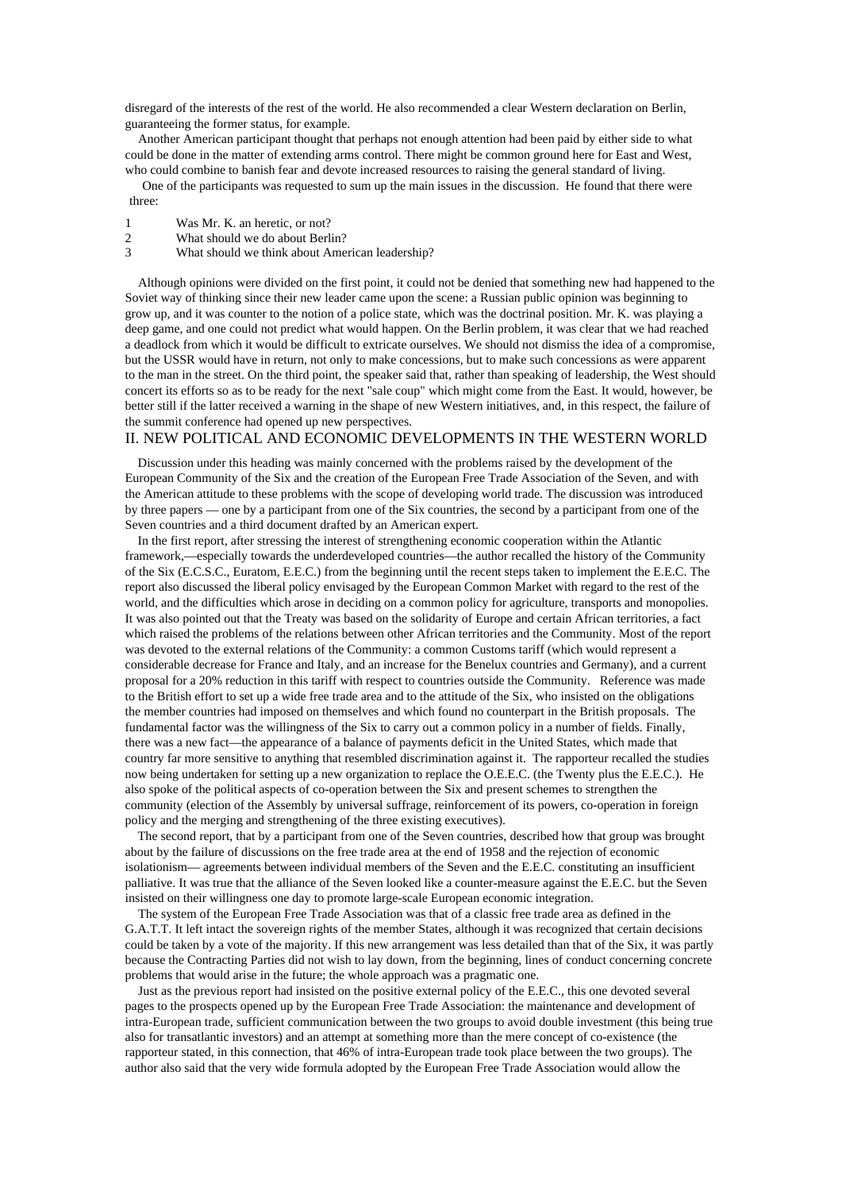disregard of the interests of the rest of the world. He also recommended a clear Western declaration on Berlin, guaranteeing the former status, for example.

Another American participant thought that perhaps not enough attention had been paid by either side to what could be done in the matter of extending arms control. There might be common ground here for East and West, who could combine to banish fear and devote increased resources to raising the general standard of living.

One of the participants was requested to sum up the main issues in the discussion. He found that there were three:

1. Was Mr. K. an heretic, or not?
2. What should we do about Berlin?
3. What should we think about American leadership?

Although opinions were divided on the first point, it could not be denied that something new had happened to the Soviet way of thinking since their new leader came upon the scene: a Russian public opinion was beginning to grow up, and it was counter to the notion of a police state, which was the doctrinal position. Mr. K. was playing a deep game, and one could not predict what would happen. On the Berlin problem, it was clear that we had reached a deadlock from which it would be difficult to extricate ourselves. We should not dismiss the idea of a compromise, but the USSR would have in return, not only to make concessions, but to make such concessions as were apparent to the man in the street. On the third point, the speaker said that, rather than speaking of leadership, the West should concert its efforts so as to be ready for the next "sale coup" which might come from the East. It would, however, be better still if the latter received a warning in the shape of new Western initiatives, and, in this respect, the failure of the summit conference had opened up new perspectives.

## II. NEW POLITICAL AND ECONOMIC DEVELOPMENTS IN THE WESTERN WORLD

Discussion under this heading was mainly concerned with the problems raised by the development of the European Community of the Six and the creation of the European Free Trade Association of the Seven, and with the American attitude to these problems with the scope of developing world trade. The discussion was introduced by three papers — one by a participant from one of the Six countries, the second by a participant from one of the Seven countries and a third document drafted by an American expert.

In the first report, after stressing the interest of strengthening economic cooperation within the Atlantic framework,—especially towards the underdeveloped countries—the author recalled the history of the Community of the Six (E.C.S.C., Euratom, E.E.C.) from the beginning until the recent steps taken to implement the E.E.C. The report also discussed the liberal policy envisaged by the European Common Market with regard to the rest of the world, and the difficulties which arose in deciding on a common policy for agriculture, transports and monopolies. It was also pointed out that the Treaty was based on the solidarity of Europe and certain African territories, a fact which raised the problems of the relations between other African territories and the Community. Most of the report was devoted to the external relations of the Community: a common Customs tariff (which would represent a considerable decrease for France and Italy, and an increase for the Benelux countries and Germany), and a current proposal for a 20% reduction in this tariff with respect to countries outside the Community. Reference was made to the British effort to set up a wide free trade area and to the attitude of the Six, who insisted on the obligations the member countries had imposed on themselves and which found no counterpart in the British proposals. The fundamental factor was the willingness of the Six to carry out a common policy in a number of fields. Finally, there was a new fact—the appearance of a balance of payments deficit in the United States, which made that country far more sensitive to anything that resembled discrimination against it. The rapporteur recalled the studies now being undertaken for setting up a new organization to replace the O.E.E.C. (the Twenty plus the E.E.C.). He also spoke of the political aspects of co-operation between the Six and present schemes to strengthen the community (election of the Assembly by universal suffrage, reinforcement of its powers, co-operation in foreign policy and the merging and strengthening of the three existing executives).

The second report, that by a participant from one of the Seven countries, described how that group was brought about by the failure of discussions on the free trade area at the end of 1958 and the rejection of economic isolationism— agreements between individual members of the Seven and the E.E.C. constituting an insufficient palliative. It was true that the alliance of the Seven looked like a counter-measure against the E.E.C. but the Seven insisted on their willingness one day to promote large-scale European economic integration.

The system of the European Free Trade Association was that of a classic free trade area as defined in the G.A.T.T. It left intact the sovereign rights of the member States, although it was recognized that certain decisions could be taken by a vote of the majority. If this new arrangement was less detailed than that of the Six, it was partly because the Contracting Parties did not wish to lay down, from the beginning, lines of conduct concerning concrete problems that would arise in the future; the whole approach was a pragmatic one.

Just as the previous report had insisted on the positive external policy of the E.E.C., this one devoted several pages to the prospects opened up by the European Free Trade Association: the maintenance and development of intra-European trade, sufficient communication between the two groups to avoid double investment (this being true also for transatlantic investors) and an attempt at something more than the mere concept of co-existence (the rapporteur stated, in this connection, that 46% of intra-European trade took place between the two groups). The author also said that the very wide formula adopted by the European Free Trade Association would allow the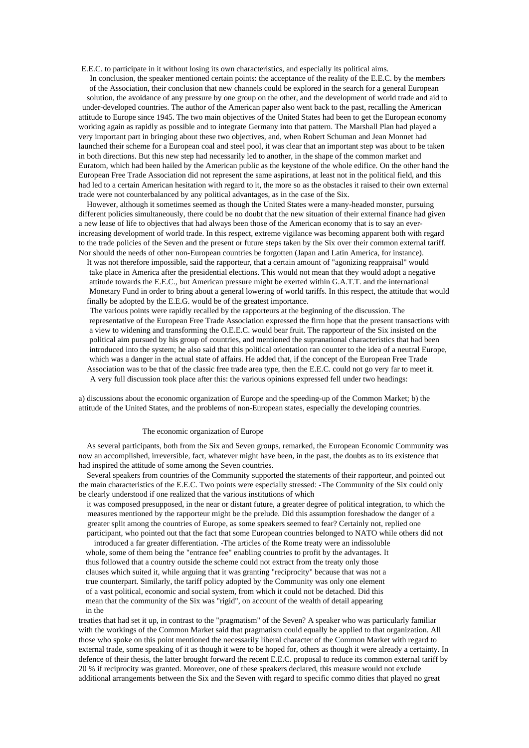E.E.C. to participate in it without losing its own characteristics, and especially its political aims.

In conclusion, the speaker mentioned certain points: the acceptance of the reality of the E.E.C. by the members of the Association, their conclusion that new channels could be explored in the search for a general European solution, the avoidance of any pressure by one group on the other, and the development of world trade and aid to under-developed countries. The author of the American paper also went back to the past, recalling the American attitude to Europe since 1945. The two main objectives of the United States had been to get the European economy working again as rapidly as possible and to integrate Germany into that pattern. The Marshall Plan had played a very important part in bringing about these two objectives, and, when Robert Schuman and Jean Monnet had launched their scheme for a European coal and steel pool, it was clear that an important step was about to be taken in both directions. But this new step had necessarily led to another, in the shape of the common market and Euratom, which had been hailed by the American public as the keystone of the whole edifice. On the other hand the European Free Trade Association did not represent the same aspirations, at least not in the political field, and this had led to a certain American hesitation with regard to it, the more so as the obstacles it raised to their own external trade were not counterbalanced by any political advantages, as in the case of the Six.

However, although it sometimes seemed as though the United States were a many-headed monster, pursuing different policies simultaneously, there could be no doubt that the new situation of their external finance had given a new lease of life to objectives that had always been those of the American economy that is to say an ever-increasing development of world trade. In this respect, extreme vigilance was becoming apparent both with regard to the trade policies of the Seven and the present or future steps taken by the Six over their common external tariff. Nor should the needs of other non-European countries be forgotten (Japan and Latin America, for instance).

It was not therefore impossible, said the rapporteur, that a certain amount of "agonizing reappraisal" would take place in America after the presidential elections. This would not mean that they would adopt a negative attitude towards the E.E.C., but American pressure might be exerted within G.A.T.T. and the international Monetary Fund in order to bring about a general lowering of world tariffs. In this respect, the attitude that would finally be adopted by the E.E.G. would be of the greatest importance.

The various points were rapidly recalled by the rapporteurs at the beginning of the discussion. The representative of the European Free Trade Association expressed the firm hope that the present transactions with a view to widening and transforming the O.E.E.C. would bear fruit. The rapporteur of the Six insisted on the political aim pursued by his group of countries, and mentioned the supranational characteristics that had been introduced into the system; he also said that this political orientation ran counter to the idea of a neutral Europe, which was a danger in the actual state of affairs. He added that, if the concept of the European Free Trade Association was to be that of the classic free trade area type, then the E.E.C. could not go very far to meet it.

A very full discussion took place after this: the various opinions expressed fell under two headings:

a) discussions about the economic organization of Europe and the speeding-up of the Common Market; b) the attitude of the United States, and the problems of non-European states, especially the developing countries.

## The economic organization of Europe

As several participants, both from the Six and Seven groups, remarked, the European Economic Community was now an accomplished, irreversible, fact, whatever might have been, in the past, the doubts as to its existence that had inspired the attitude of some among the Seven countries.

Several speakers from countries of the Community supported the statements of their rapporteur, and pointed out the main characteristics of the E.E.C. Two points were especially stressed: -The Community of the Six could only be clearly understood if one realized that the various institutions of which it was composed presupposed, in the near or distant future, a greater degree of political integration, to which the measures mentioned by the rapporteur might be the prelude. Did this assumption foreshadow the danger of a greater split among the countries of Europe, as some speakers seemed to fear? Certainly not, replied one participant, who pointed out that the fact that some European countries belonged to NATO while others did not introduced a far greater differentiation. -The articles of the Rome treaty were an indissoluble whole, some of them being the "entrance fee" enabling countries to profit by the advantages. It thus followed that a country outside the scheme could not extract from the treaty only those clauses which suited it, while arguing that it was granting "reciprocity" because that was not a true counterpart. Similarly, the tariff policy adopted by the Community was only one element of a vast political, economic and social system, from which it could not be detached. Did this mean that the community of the Six was "rigid", on account of the wealth of detail appearing in the treaties that had set it up, in contrast to the "pragmatism" of the Seven? A speaker who was particularly familiar with the workings of the Common Market said that pragmatism could equally be applied to that organization. All those who spoke on this point mentioned the necessarily liberal character of the Common Market with regard to external trade, some speaking of it as though it were to be hoped for, others as though it were already a certainty. In defence of their thesis, the latter brought forward the recent E.E.C. proposal to reduce its common external tariff by 20 % if reciprocity was granted. Moreover, one of these speakers declared, this measure would not exclude additional arrangements between the Six and the Seven with regard to specific commo dities that played no great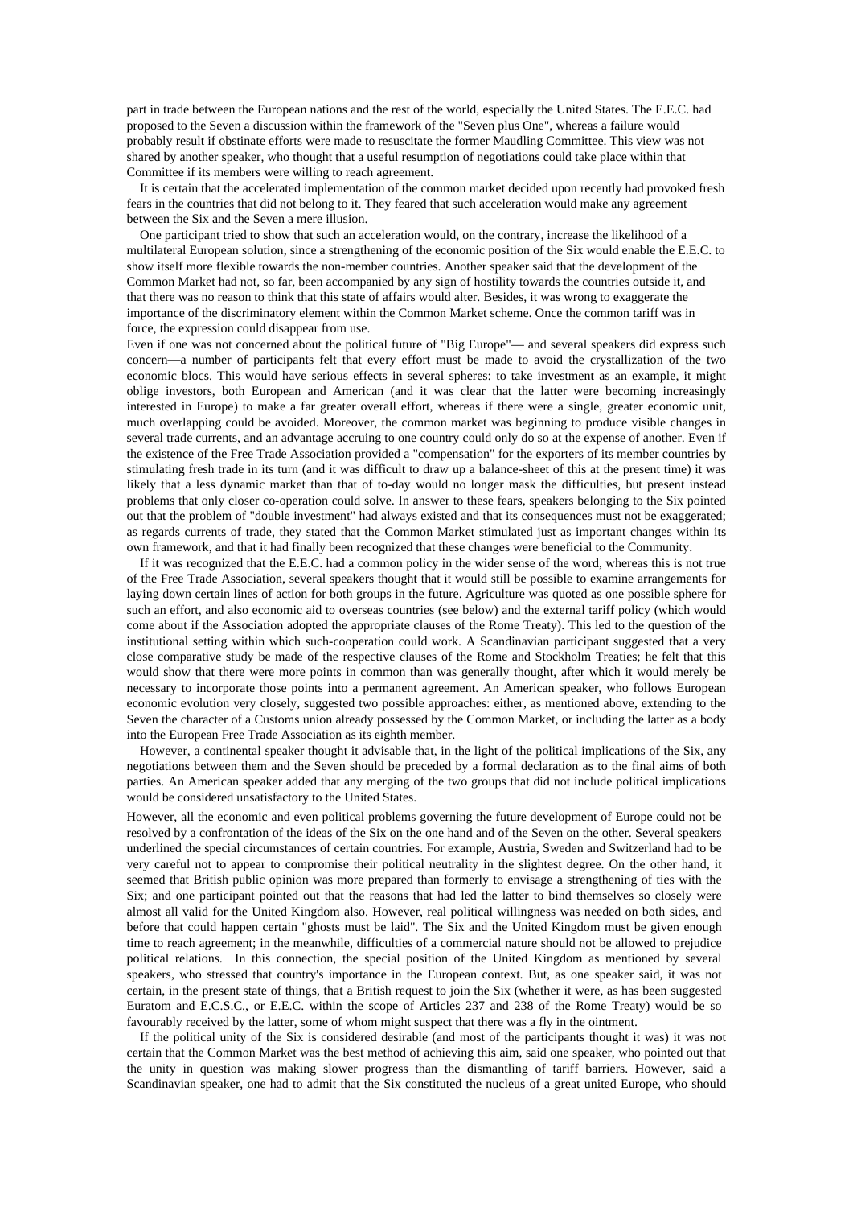part in trade between the European nations and the rest of the world, especially the United States. The E.E.C. had proposed to the Seven a discussion within the framework of the "Seven plus One", whereas a failure would probably result if obstinate efforts were made to resuscitate the former Maudling Committee. This view was not shared by another speaker, who thought that a useful resumption of negotiations could take place within that Committee if its members were willing to reach agreement.

It is certain that the accelerated implementation of the common market decided upon recently had provoked fresh fears in the countries that did not belong to it. They feared that such acceleration would make any agreement between the Six and the Seven a mere illusion.

One participant tried to show that such an acceleration would, on the contrary, increase the likelihood of a multilateral European solution, since a strengthening of the economic position of the Six would enable the E.E.C. to show itself more flexible towards the non-member countries. Another speaker said that the development of the Common Market had not, so far, been accompanied by any sign of hostility towards the countries outside it, and that there was no reason to think that this state of affairs would alter. Besides, it was wrong to exaggerate the importance of the discriminatory element within the Common Market scheme. Once the common tariff was in force, the expression could disappear from use.

Even if one was not concerned about the political future of "Big Europe"— and several speakers did express such concern—a number of participants felt that every effort must be made to avoid the crystallization of the two economic blocs. This would have serious effects in several spheres: to take investment as an example, it might oblige investors, both European and American (and it was clear that the latter were becoming increasingly interested in Europe) to make a far greater overall effort, whereas if there were a single, greater economic unit, much overlapping could be avoided. Moreover, the common market was beginning to produce visible changes in several trade currents, and an advantage accruing to one country could only do so at the expense of another. Even if the existence of the Free Trade Association provided a "compensation" for the exporters of its member countries by stimulating fresh trade in its turn (and it was difficult to draw up a balance-sheet of this at the present time) it was likely that a less dynamic market than that of to-day would no longer mask the difficulties, but present instead problems that only closer co-operation could solve. In answer to these fears, speakers belonging to the Six pointed out that the problem of "double investment" had always existed and that its consequences must not be exaggerated; as regards currents of trade, they stated that the Common Market stimulated just as important changes within its own framework, and that it had finally been recognized that these changes were beneficial to the Community.

If it was recognized that the E.E.C. had a common policy in the wider sense of the word, whereas this is not true of the Free Trade Association, several speakers thought that it would still be possible to examine arrangements for laying down certain lines of action for both groups in the future. Agriculture was quoted as one possible sphere for such an effort, and also economic aid to overseas countries (see below) and the external tariff policy (which would come about if the Association adopted the appropriate clauses of the Rome Treaty). This led to the question of the institutional setting within which such-cooperation could work. A Scandinavian participant suggested that a very close comparative study be made of the respective clauses of the Rome and Stockholm Treaties; he felt that this would show that there were more points in common than was generally thought, after which it would merely be necessary to incorporate those points into a permanent agreement. An American speaker, who follows European economic evolution very closely, suggested two possible approaches: either, as mentioned above, extending to the Seven the character of a Customs union already possessed by the Common Market, or including the latter as a body into the European Free Trade Association as its eighth member.

However, a continental speaker thought it advisable that, in the light of the political implications of the Six, any negotiations between them and the Seven should be preceded by a formal declaration as to the final aims of both parties. An American speaker added that any merging of the two groups that did not include political implications would be considered unsatisfactory to the United States.

However, all the economic and even political problems governing the future development of Europe could not be resolved by a confrontation of the ideas of the Six on the one hand and of the Seven on the other. Several speakers underlined the special circumstances of certain countries. For example, Austria, Sweden and Switzerland had to be very careful not to appear to compromise their political neutrality in the slightest degree. On the other hand, it seemed that British public opinion was more prepared than formerly to envisage a strengthening of ties with the Six; and one participant pointed out that the reasons that had led the latter to bind themselves so closely were almost all valid for the United Kingdom also. However, real political willingness was needed on both sides, and before that could happen certain "ghosts must be laid". The Six and the United Kingdom must be given enough time to reach agreement; in the meanwhile, difficulties of a commercial nature should not be allowed to prejudice political relations. In this connection, the special position of the United Kingdom as mentioned by several speakers, who stressed that country's importance in the European context. But, as one speaker said, it was not certain, in the present state of things, that a British request to join the Six (whether it were, as has been suggested Euratom and E.C.S.C., or E.E.C. within the scope of Articles 237 and 238 of the Rome Treaty) would be so favourably received by the latter, some of whom might suspect that there was a fly in the ointment.

If the political unity of the Six is considered desirable (and most of the participants thought it was) it was not certain that the Common Market was the best method of achieving this aim, said one speaker, who pointed out that the unity in question was making slower progress than the dismantling of tariff barriers. However, said a Scandinavian speaker, one had to admit that the Six constituted the nucleus of a great united Europe, who should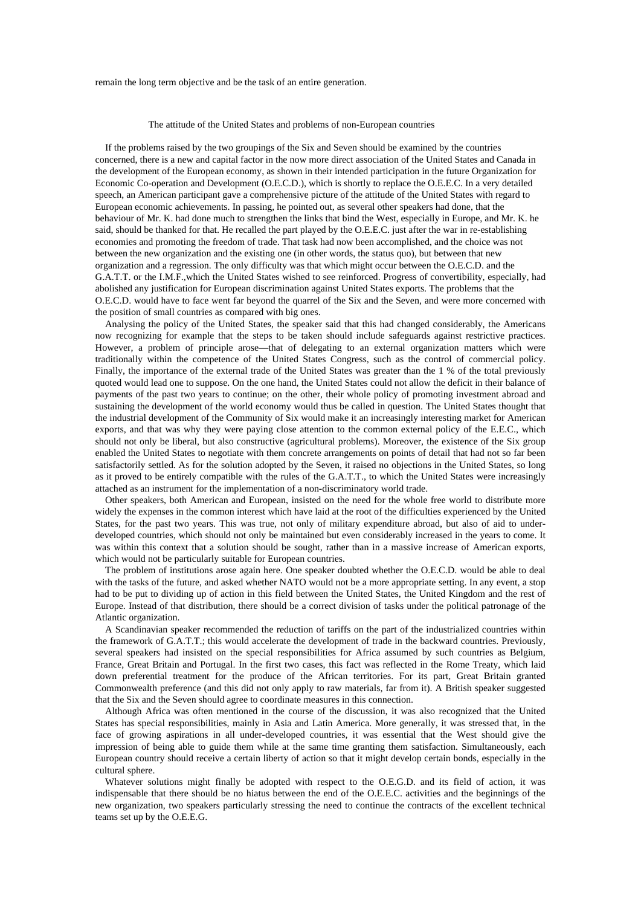remain the long term objective and be the task of an entire generation.

## The attitude of the United States and problems of non-European countries

If the problems raised by the two groupings of the Six and Seven should be examined by the countries concerned, there is a new and capital factor in the now more direct association of the United States and Canada in the development of the European economy, as shown in their intended participation in the future Organization for Economic Co-operation and Development (O.E.C.D.), which is shortly to replace the O.E.E.C. In a very detailed speech, an American participant gave a comprehensive picture of the attitude of the United States with regard to European economic achievements. In passing, he pointed out, as several other speakers had done, that the behaviour of Mr. K. had done much to strengthen the links that bind the West, especially in Europe, and Mr. K. he said, should be thanked for that. He recalled the part played by the O.E.E.C. just after the war in re-establishing economies and promoting the freedom of trade. That task had now been accomplished, and the choice was not between the new organization and the existing one (in other words, the status quo), but between that new organization and a regression. The only difficulty was that which might occur between the O.E.C.D. and the G.A.T.T. or the I.M.F.,which the United States wished to see reinforced. Progress of convertibility, especially, had abolished any justification for European discrimination against United States exports. The problems that the O.E.C.D. would have to face went far beyond the quarrel of the Six and the Seven, and were more concerned with the position of small countries as compared with big ones.

Analysing the policy of the United States, the speaker said that this had changed considerably, the Americans now recognizing for example that the steps to be taken should include safeguards against restrictive practices. However, a problem of principle arose—that of delegating to an external organization matters which were traditionally within the competence of the United States Congress, such as the control of commercial policy. Finally, the importance of the external trade of the United States was greater than the 1 % of the total previously quoted would lead one to suppose. On the one hand, the United States could not allow the deficit in their balance of payments of the past two years to continue; on the other, their whole policy of promoting investment abroad and sustaining the development of the world economy would thus be called in question. The United States thought that the industrial development of the Community of Six would make it an increasingly interesting market for American exports, and that was why they were paying close attention to the common external policy of the E.E.C., which should not only be liberal, but also constructive (agricultural problems). Moreover, the existence of the Six group enabled the United States to negotiate with them concrete arrangements on points of detail that had not so far been satisfactorily settled. As for the solution adopted by the Seven, it raised no objections in the United States, so long as it proved to be entirely compatible with the rules of the G.A.T.T., to which the United States were increasingly attached as an instrument for the implementation of a non-discriminatory world trade.

Other speakers, both American and European, insisted on the need for the whole free world to distribute more widely the expenses in the common interest which have laid at the root of the difficulties experienced by the United States, for the past two years. This was true, not only of military expenditure abroad, but also of aid to under-developed countries, which should not only be maintained but even considerably increased in the years to come. It was within this context that a solution should be sought, rather than in a massive increase of American exports, which would not be particularly suitable for European countries.

The problem of institutions arose again here. One speaker doubted whether the O.E.C.D. would be able to deal with the tasks of the future, and asked whether NATO would not be a more appropriate setting. In any event, a stop had to be put to dividing up of action in this field between the United States, the United Kingdom and the rest of Europe. Instead of that distribution, there should be a correct division of tasks under the political patronage of the Atlantic organization.

A Scandinavian speaker recommended the reduction of tariffs on the part of the industrialized countries within the framework of G.A.T.T.; this would accelerate the development of trade in the backward countries. Previously, several speakers had insisted on the special responsibilities for Africa assumed by such countries as Belgium, France, Great Britain and Portugal. In the first two cases, this fact was reflected in the Rome Treaty, which laid down preferential treatment for the produce of the African territories. For its part, Great Britain granted Commonwealth preference (and this did not only apply to raw materials, far from it). A British speaker suggested that the Six and the Seven should agree to coordinate measures in this connection.

Although Africa was often mentioned in the course of the discussion, it was also recognized that the United States has special responsibilities, mainly in Asia and Latin America. More generally, it was stressed that, in the face of growing aspirations in all under-developed countries, it was essential that the West should give the impression of being able to guide them while at the same time granting them satisfaction. Simultaneously, each European country should receive a certain liberty of action so that it might develop certain bonds, especially in the cultural sphere.

Whatever solutions might finally be adopted with respect to the O.E.G.D. and its field of action, it was indispensable that there should be no hiatus between the end of the O.E.E.C. activities and the beginnings of the new organization, two speakers particularly stressing the need to continue the contracts of the excellent technical teams set up by the O.E.E.G.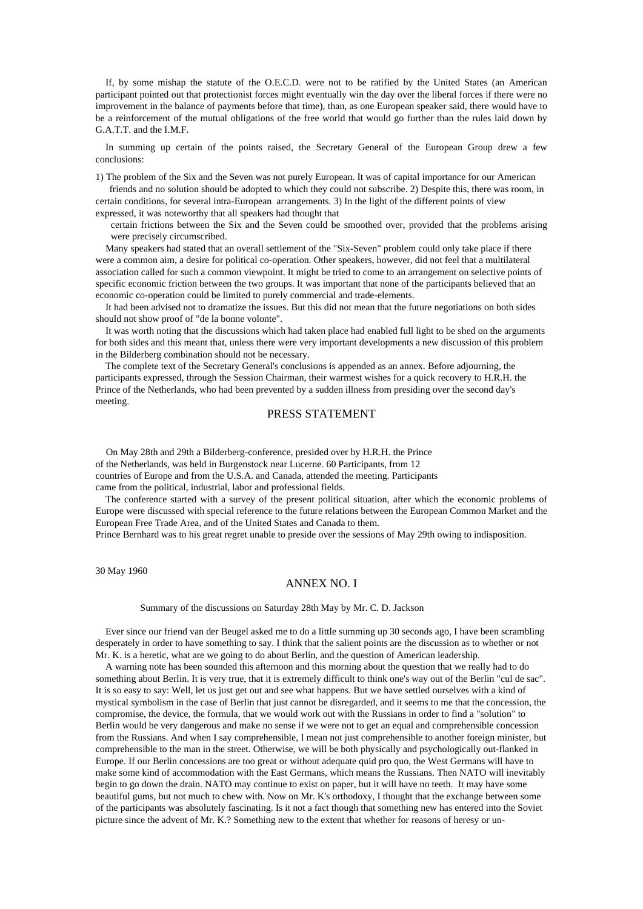If, by some mishap the statute of the O.E.C.D. were not to be ratified by the United States (an American participant pointed out that protectionist forces might eventually win the day over the liberal forces if there were no improvement in the balance of payments before that time), than, as one European speaker said, there would have to be a reinforcement of the mutual obligations of the free world that would go further than the rules laid down by G.A.T.T. and the I.M.F.

In summing up certain of the points raised, the Secretary General of the European Group drew a few conclusions:

1) The problem of the Six and the Seven was not purely European. It was of capital importance for our American friends and no solution should be adopted to which they could not subscribe. 2) Despite this, there was room, in certain conditions, for several intra-European arrangements. 3) In the light of the different points of view expressed, it was noteworthy that all speakers had thought that certain frictions between the Six and the Seven could be smoothed over, provided that the problems arising were precisely circumscribed.

Many speakers had stated that an overall settlement of the "Six-Seven" problem could only take place if there were a common aim, a desire for political co-operation. Other speakers, however, did not feel that a multilateral association called for such a common viewpoint. It might be tried to come to an arrangement on selective points of specific economic friction between the two groups. It was important that none of the participants believed that an economic co-operation could be limited to purely commercial and trade-elements.

It had been advised not to dramatize the issues. But this did not mean that the future negotiations on both sides should not show proof of "de la bonne volonte".

It was worth noting that the discussions which had taken place had enabled full light to be shed on the arguments for both sides and this meant that, unless there were very important developments a new discussion of this problem in the Bilderberg combination should not be necessary.

The complete text of the Secretary General's conclusions is appended as an annex. Before adjourning, the participants expressed, through the Session Chairman, their warmest wishes for a quick recovery to H.R.H. the Prince of the Netherlands, who had been prevented by a sudden illness from presiding over the second day's meeting.

## PRESS STATEMENT

On May 28th and 29th a Bilderberg-conference, presided over by H.R.H. the Prince of the Netherlands, was held in Burgenstock near Lucerne. 60 Participants, from 12 countries of Europe and from the U.S.A. and Canada, attended the meeting. Participants came from the political, industrial, labor and professional fields.

The conference started with a survey of the present political situation, after which the economic problems of Europe were discussed with special reference to the future relations between the European Common Market and the European Free Trade Area, and of the United States and Canada to them.

Prince Bernhard was to his great regret unable to preside over the sessions of May 29th owing to indisposition.

30 May 1960

## ANNEX NO. I

Summary of the discussions on Saturday 28th May by Mr. C. D. Jackson

Ever since our friend van der Beugel asked me to do a little summing up 30 seconds ago, I have been scrambling desperately in order to have something to say. I think that the salient points are the discussion as to whether or not Mr. K. is a heretic, what are we going to do about Berlin, and the question of American leadership.

A warning note has been sounded this afternoon and this morning about the question that we really had to do something about Berlin. It is very true, that it is extremely difficult to think one's way out of the Berlin "cul de sac". It is so easy to say: Well, let us just get out and see what happens. But we have settled ourselves with a kind of mystical symbolism in the case of Berlin that just cannot be disregarded, and it seems to me that the concession, the compromise, the device, the formula, that we would work out with the Russians in order to find a "solution" to Berlin would be very dangerous and make no sense if we were not to get an equal and comprehensible concession from the Russians. And when I say comprehensible, I mean not just comprehensible to another foreign minister, but comprehensible to the man in the street. Otherwise, we will be both physically and psychologically out-flanked in Europe. If our Berlin concessions are too great or without adequate quid pro quo, the West Germans will have to make some kind of accommodation with the East Germans, which means the Russians. Then NATO will inevitably begin to go down the drain. NATO may continue to exist on paper, but it will have no teeth. It may have some beautiful gums, but not much to chew with. Now on Mr. K's orthodoxy, I thought that the exchange between some of the participants was absolutely fascinating. Is it not a fact though that something new has entered into the Soviet picture since the advent of Mr. K.? Something new to the extent that whether for reasons of heresy or un-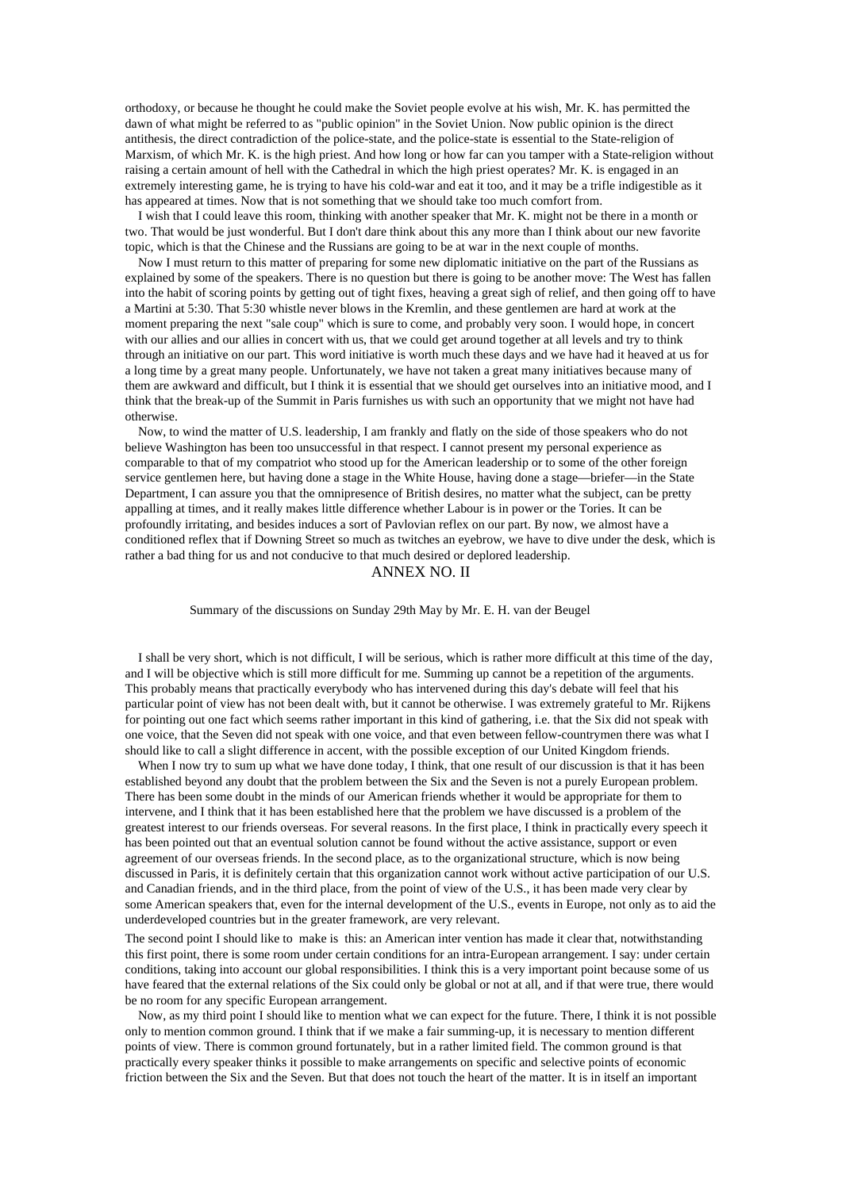orthodoxy, or because he thought he could make the Soviet people evolve at his wish, Mr. K. has permitted the dawn of what might be referred to as "public opinion" in the Soviet Union. Now public opinion is the direct antithesis, the direct contradiction of the police-state, and the police-state is essential to the State-religion of Marxism, of which Mr. K. is the high priest. And how long or how far can you tamper with a State-religion without raising a certain amount of hell with the Cathedral in which the high priest operates? Mr. K. is engaged in an extremely interesting game, he is trying to have his cold-war and eat it too, and it may be a trifle indigestible as it has appeared at times. Now that is not something that we should take too much comfort from.

I wish that I could leave this room, thinking with another speaker that Mr. K. might not be there in a month or two. That would be just wonderful. But I don't dare think about this any more than I think about our new favorite topic, which is that the Chinese and the Russians are going to be at war in the next couple of months.

Now I must return to this matter of preparing for some new diplomatic initiative on the part of the Russians as explained by some of the speakers. There is no question but there is going to be another move: The West has fallen into the habit of scoring points by getting out of tight fixes, heaving a great sigh of relief, and then going off to have a Martini at 5:30. That 5:30 whistle never blows in the Kremlin, and these gentlemen are hard at work at the moment preparing the next "sale coup" which is sure to come, and probably very soon. I would hope, in concert with our allies and our allies in concert with us, that we could get around together at all levels and try to think through an initiative on our part. This word initiative is worth much these days and we have had it heaved at us for a long time by a great many people. Unfortunately, we have not taken a great many initiatives because many of them are awkward and difficult, but I think it is essential that we should get ourselves into an initiative mood, and I think that the break-up of the Summit in Paris furnishes us with such an opportunity that we might not have had otherwise.

Now, to wind the matter of U.S. leadership, I am frankly and flatly on the side of those speakers who do not believe Washington has been too unsuccessful in that respect. I cannot present my personal experience as comparable to that of my compatriot who stood up for the American leadership or to some of the other foreign service gentlemen here, but having done a stage in the White House, having done a stage—briefer—in the State Department, I can assure you that the omnipresence of British desires, no matter what the subject, can be pretty appalling at times, and it really makes little difference whether Labour is in power or the Tories. It can be profoundly irritating, and besides induces a sort of Pavlovian reflex on our part. By now, we almost have a conditioned reflex that if Downing Street so much as twitches an eyebrow, we have to dive under the desk, which is rather a bad thing for us and not conducive to that much desired or deplored leadership.

## ANNEX NO. II

Summary of the discussions on Sunday 29th May by Mr. E. H. van der Beugel

I shall be very short, which is not difficult, I will be serious, which is rather more difficult at this time of the day, and I will be objective which is still more difficult for me. Summing up cannot be a repetition of the arguments. This probably means that practically everybody who has intervened during this day's debate will feel that his particular point of view has not been dealt with, but it cannot be otherwise. I was extremely grateful to Mr. Rijkens for pointing out one fact which seems rather important in this kind of gathering, i.e. that the Six did not speak with one voice, that the Seven did not speak with one voice, and that even between fellow-countrymen there was what I should like to call a slight difference in accent, with the possible exception of our United Kingdom friends.

When I now try to sum up what we have done today, I think, that one result of our discussion is that it has been established beyond any doubt that the problem between the Six and the Seven is not a purely European problem. There has been some doubt in the minds of our American friends whether it would be appropriate for them to intervene, and I think that it has been established here that the problem we have discussed is a problem of the greatest interest to our friends overseas. For several reasons. In the first place, I think in practically every speech it has been pointed out that an eventual solution cannot be found without the active assistance, support or even agreement of our overseas friends. In the second place, as to the organizational structure, which is now being discussed in Paris, it is definitely certain that this organization cannot work without active participation of our U.S. and Canadian friends, and in the third place, from the point of view of the U.S., it has been made very clear by some American speakers that, even for the internal development of the U.S., events in Europe, not only as to aid the underdeveloped countries but in the greater framework, are very relevant.

The second point I should like to make is this: an American inter vention has made it clear that, notwithstanding this first point, there is some room under certain conditions for an intra-European arrangement. I say: under certain conditions, taking into account our global responsibilities. I think this is a very important point because some of us have feared that the external relations of the Six could only be global or not at all, and if that were true, there would be no room for any specific European arrangement.

Now, as my third point I should like to mention what we can expect for the future. There, I think it is not possible only to mention common ground. I think that if we make a fair summing-up, it is necessary to mention different points of view. There is common ground fortunately, but in a rather limited field. The common ground is that practically every speaker thinks it possible to make arrangements on specific and selective points of economic friction between the Six and the Seven. But that does not touch the heart of the matter. It is in itself an important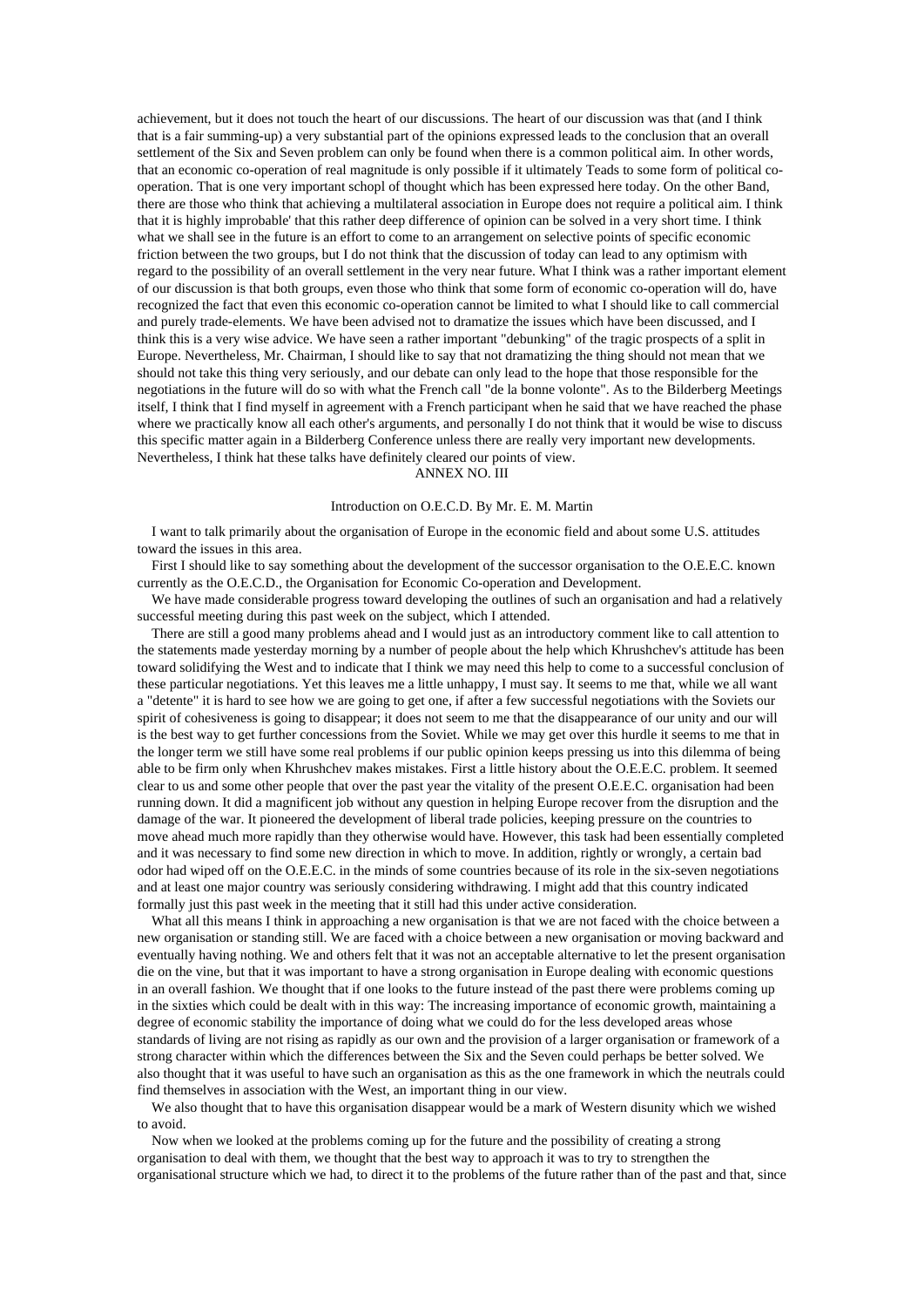achievement, but it does not touch the heart of our discussions. The heart of our discussion was that (and I think that is a fair summing-up) a very substantial part of the opinions expressed leads to the conclusion that an overall settlement of the Six and Seven problem can only be found when there is a common political aim. In other words, that an economic co-operation of real magnitude is only possible if it ultimately Teads to some form of political co-operation. That is one very important schopl of thought which has been expressed here today. On the other Band, there are those who think that achieving a multilateral association in Europe does not require a political aim. I think that it is highly improbable' that this rather deep difference of opinion can be solved in a very short time. I think what we shall see in the future is an effort to come to an arrangement on selective points of specific economic friction between the two groups, but I do not think that the discussion of today can lead to any optimism with regard to the possibility of an overall settlement in the very near future. What I think was a rather important element of our discussion is that both groups, even those who think that some form of economic co-operation will do, have recognized the fact that even this economic co-operation cannot be limited to what I should like to call commercial and purely trade-elements. We have been advised not to dramatize the issues which have been discussed, and I think this is a very wise advice. We have seen a rather important "debunking" of the tragic prospects of a split in Europe. Nevertheless, Mr. Chairman, I should like to say that not dramatizing the thing should not mean that we should not take this thing very seriously, and our debate can only lead to the hope that those responsible for the negotiations in the future will do so with what the French call "de la bonne volonte". As to the Bilderberg Meetings itself, I think that I find myself in agreement with a French participant when he said that we have reached the phase where we practically know all each other's arguments, and personally I do not think that it would be wise to discuss this specific matter again in a Bilderberg Conference unless there are really very important new developments. Nevertheless, I think hat these talks have definitely cleared our points of view.

## ANNEX NO. III

### Introduction on O.E.C.D. By Mr. E. M. Martin

I want to talk primarily about the organisation of Europe in the economic field and about some U.S. attitudes toward the issues in this area.

First I should like to say something about the development of the successor organisation to the O.E.E.C. known currently as the O.E.C.D., the Organisation for Economic Co-operation and Development.

We have made considerable progress toward developing the outlines of such an organisation and had a relatively successful meeting during this past week on the subject, which I attended.

There are still a good many problems ahead and I would just as an introductory comment like to call attention to the statements made yesterday morning by a number of people about the help which Khrushchev's attitude has been toward solidifying the West and to indicate that I think we may need this help to come to a successful conclusion of these particular negotiations. Yet this leaves me a little unhappy, I must say. It seems to me that, while we all want a "detente" it is hard to see how we are going to get one, if after a few successful negotiations with the Soviets our spirit of cohesiveness is going to disappear; it does not seem to me that the disappearance of our unity and our will is the best way to get further concessions from the Soviet. While we may get over this hurdle it seems to me that in the longer term we still have some real problems if our public opinion keeps pressing us into this dilemma of being able to be firm only when Khrushchev makes mistakes. First a little history about the O.E.E.C. problem. It seemed clear to us and some other people that over the past year the vitality of the present O.E.E.C. organisation had been running down. It did a magnificent job without any question in helping Europe recover from the disruption and the damage of the war. It pioneered the development of liberal trade policies, keeping pressure on the countries to move ahead much more rapidly than they otherwise would have. However, this task had been essentially completed and it was necessary to find some new direction in which to move. In addition, rightly or wrongly, a certain bad odor had wiped off on the O.E.E.C. in the minds of some countries because of its role in the six-seven negotiations and at least one major country was seriously considering withdrawing. I might add that this country indicated formally just this past week in the meeting that it still had this under active consideration.

What all this means I think in approaching a new organisation is that we are not faced with the choice between a new organisation or standing still. We are faced with a choice between a new organisation or moving backward and eventually having nothing. We and others felt that it was not an acceptable alternative to let the present organisation die on the vine, but that it was important to have a strong organisation in Europe dealing with economic questions in an overall fashion. We thought that if one looks to the future instead of the past there were problems coming up in the sixties which could be dealt with in this way: The increasing importance of economic growth, maintaining a degree of economic stability the importance of doing what we could do for the less developed areas whose standards of living are not rising as rapidly as our own and the provision of a larger organisation or framework of a strong character within which the differences between the Six and the Seven could perhaps be better solved. We also thought that it was useful to have such an organisation as this as the one framework in which the neutrals could find themselves in association with the West, an important thing in our view.

We also thought that to have this organisation disappear would be a mark of Western disunity which we wished to avoid.

Now when we looked at the problems coming up for the future and the possibility of creating a strong organisation to deal with them, we thought that the best way to approach it was to try to strengthen the organisational structure which we had, to direct it to the problems of the future rather than of the past and that, since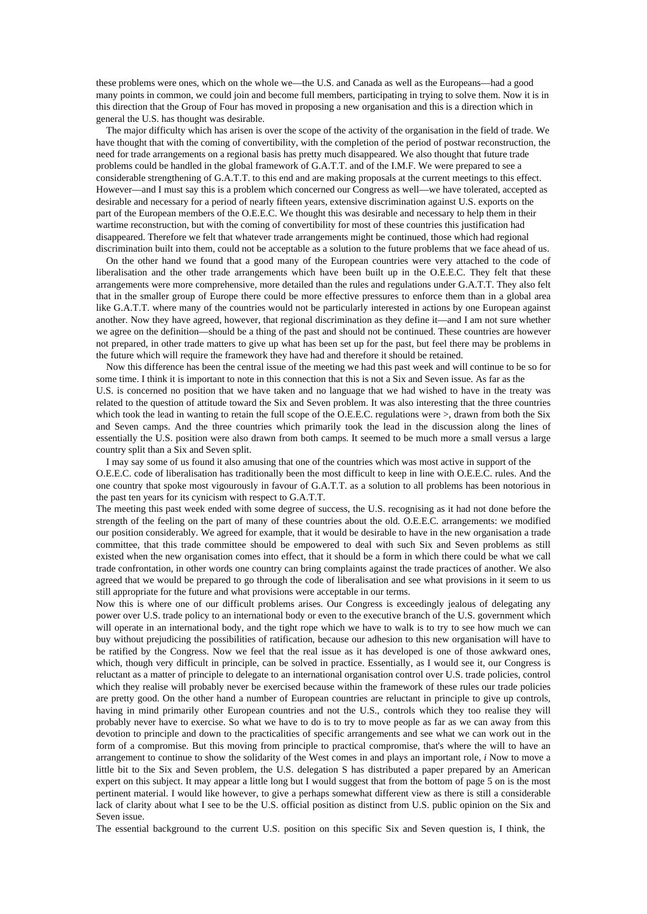these problems were ones, which on the whole we—the U.S. and Canada as well as the Europeans—had a good many points in common, we could join and become full members, participating in trying to solve them. Now it is in this direction that the Group of Four has moved in proposing a new organisation and this is a direction which in general the U.S. has thought was desirable.

The major difficulty which has arisen is over the scope of the activity of the organisation in the field of trade. We have thought that with the coming of convertibility, with the completion of the period of postwar reconstruction, the need for trade arrangements on a regional basis has pretty much disappeared. We also thought that future trade problems could be handled in the global framework of G.A.T.T. and of the I.M.F. We were prepared to see a considerable strengthening of G.A.T.T. to this end and are making proposals at the current meetings to this effect. However—and I must say this is a problem which concerned our Congress as well—we have tolerated, accepted as desirable and necessary for a period of nearly fifteen years, extensive discrimination against U.S. exports on the part of the European members of the O.E.E.C. We thought this was desirable and necessary to help them in their wartime reconstruction, but with the coming of convertibility for most of these countries this justification had disappeared. Therefore we felt that whatever trade arrangements might be continued, those which had regional discrimination built into them, could not be acceptable as a solution to the future problems that we face ahead of us.

On the other hand we found that a good many of the European countries were very attached to the code of liberalisation and the other trade arrangements which have been built up in the O.E.E.C. They felt that these arrangements were more comprehensive, more detailed than the rules and regulations under G.A.T.T. They also felt that in the smaller group of Europe there could be more effective pressures to enforce them than in a global area like G.A.T.T. where many of the countries would not be particularly interested in actions by one European against another. Now they have agreed, however, that regional discrimination as they define it—and I am not sure whether we agree on the definition—should be a thing of the past and should not be continued. These countries are however not prepared, in other trade matters to give up what has been set up for the past, but feel there may be problems in the future which will require the framework they have had and therefore it should be retained.

Now this difference has been the central issue of the meeting we had this past week and will continue to be so for some time. I think it is important to note in this connection that this is not a Six and Seven issue. As far as the U.S. is concerned no position that we have taken and no language that we had wished to have in the treaty was related to the question of attitude toward the Six and Seven problem. It was also interesting that the three countries which took the lead in wanting to retain the full scope of the O.E.E.C. regulations were >, drawn from both the Six and Seven camps. And the three countries which primarily took the lead in the discussion along the lines of essentially the U.S. position were also drawn from both camps. It seemed to be much more a small versus a large country split than a Six and Seven split.

I may say some of us found it also amusing that one of the countries which was most active in support of the O.E.E.C. code of liberalisation has traditionally been the most difficult to keep in line with O.E.E.C. rules. And the one country that spoke most vigourously in favour of G.A.T.T. as a solution to all problems has been notorious in the past ten years for its cynicism with respect to G.A.T.T.

The meeting this past week ended with some degree of success, the U.S. recognising as it had not done before the strength of the feeling on the part of many of these countries about the old. O.E.E.C. arrangements: we modified our position considerably. We agreed for example, that it would be desirable to have in the new organisation a trade committee, that this trade committee should be empowered to deal with such Six and Seven problems as still existed when the new organisation comes into effect, that it should be a form in which there could be what we call trade confrontation, in other words one country can bring complaints against the trade practices of another. We also agreed that we would be prepared to go through the code of liberalisation and see what provisions in it seem to us still appropriate for the future and what provisions were acceptable in our terms.

Now this is where one of our difficult problems arises. Our Congress is exceedingly jealous of delegating any power over U.S. trade policy to an international body or even to the executive branch of the U.S. government which will operate in an international body, and the tight rope which we have to walk is to try to see how much we can buy without prejudicing the possibilities of ratification, because our adhesion to this new organisation will have to be ratified by the Congress. Now we feel that the real issue as it has developed is one of those awkward ones, which, though very difficult in principle, can be solved in practice. Essentially, as I would see it, our Congress is reluctant as a matter of principle to delegate to an international organisation control over U.S. trade policies, control which they realise will probably never be exercised because within the framework of these rules our trade policies are pretty good. On the other hand a number of European countries are reluctant in principle to give up controls, having in mind primarily other European countries and not the U.S., controls which they too realise they will probably never have to exercise. So what we have to do is to try to move people as far as we can away from this devotion to principle and down to the practicalities of specific arrangements and see what we can work out in the form of a compromise. But this moving from principle to practical compromise, that's where the will to have an arrangement to continue to show the solidarity of the West comes in and plays an important role, *i* Now to move a little bit to the Six and Seven problem, the U.S. delegation S has distributed a paper prepared by an American expert on this subject. It may appear a little long but I would suggest that from the bottom of page 5 on is the most pertinent material. I would like however, to give a perhaps somewhat different view as there is still a considerable lack of clarity about what I see to be the U.S. official position as distinct from U.S. public opinion on the Six and Seven issue.

The essential background to the current U.S. position on this specific Six and Seven question is, I think, the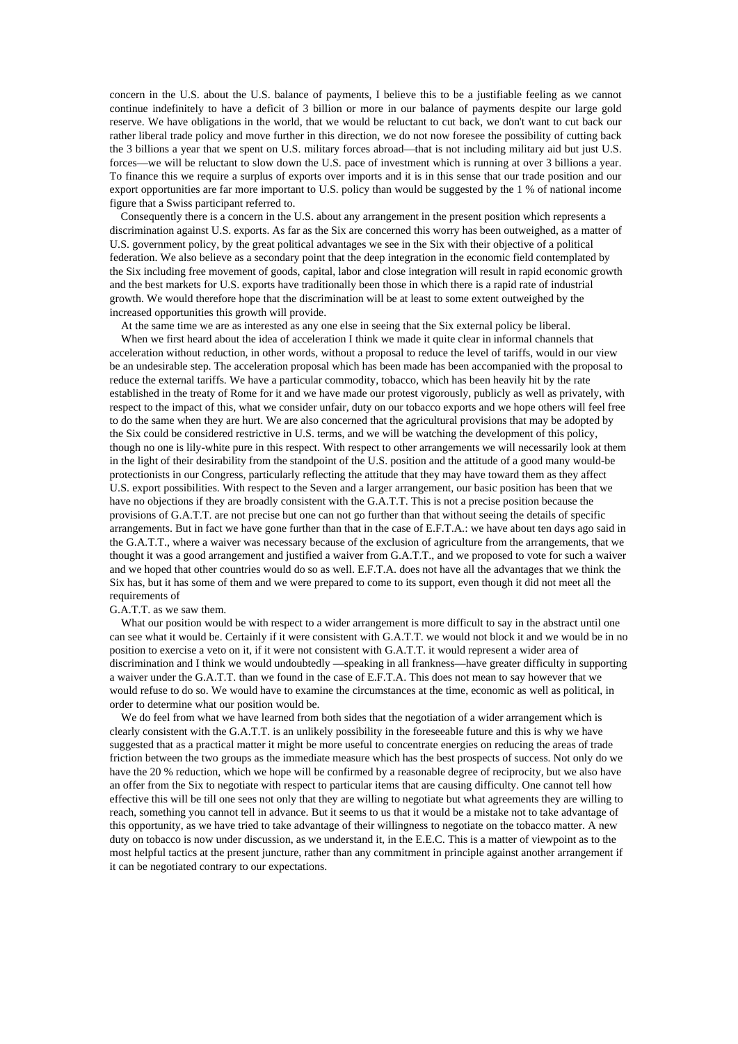concern in the U.S. about the U.S. balance of payments, I believe this to be a justifiable feeling as we cannot continue indefinitely to have a deficit of 3 billion or more in our balance of payments despite our large gold reserve. We have obligations in the world, that we would be reluctant to cut back, we don't want to cut back our rather liberal trade policy and move further in this direction, we do not now foresee the possibility of cutting back the 3 billions a year that we spent on U.S. military forces abroad—that is not including military aid but just U.S. forces—we will be reluctant to slow down the U.S. pace of investment which is running at over 3 billions a year. To finance this we require a surplus of exports over imports and it is in this sense that our trade position and our export opportunities are far more important to U.S. policy than would be suggested by the 1 % of national income figure that a Swiss participant referred to.

Consequently there is a concern in the U.S. about any arrangement in the present position which represents a discrimination against U.S. exports. As far as the Six are concerned this worry has been outweighed, as a matter of U.S. government policy, by the great political advantages we see in the Six with their objective of a political federation. We also believe as a secondary point that the deep integration in the economic field contemplated by the Six including free movement of goods, capital, labor and close integration will result in rapid economic growth and the best markets for U.S. exports have traditionally been those in which there is a rapid rate of industrial growth. We would therefore hope that the discrimination will be at least to some extent outweighed by the increased opportunities this growth will provide.

At the same time we are as interested as any one else in seeing that the Six external policy be liberal.

When we first heard about the idea of acceleration I think we made it quite clear in informal channels that acceleration without reduction, in other words, without a proposal to reduce the level of tariffs, would in our view be an undesirable step. The acceleration proposal which has been made has been accompanied with the proposal to reduce the external tariffs. We have a particular commodity, tobacco, which has been heavily hit by the rate established in the treaty of Rome for it and we have made our protest vigorously, publicly as well as privately, with respect to the impact of this, what we consider unfair, duty on our tobacco exports and we hope others will feel free to do the same when they are hurt. We are also concerned that the agricultural provisions that may be adopted by the Six could be considered restrictive in U.S. terms, and we will be watching the development of this policy, though no one is lily-white pure in this respect. With respect to other arrangements we will necessarily look at them in the light of their desirability from the standpoint of the U.S. position and the attitude of a good many would-be protectionists in our Congress, particularly reflecting the attitude that they may have toward them as they affect U.S. export possibilities. With respect to the Seven and a larger arrangement, our basic position has been that we have no objections if they are broadly consistent with the G.A.T.T. This is not a precise position because the provisions of G.A.T.T. are not precise but one can not go further than that without seeing the details of specific arrangements. But in fact we have gone further than that in the case of E.F.T.A.: we have about ten days ago said in the G.A.T.T., where a waiver was necessary because of the exclusion of agriculture from the arrangements, that we thought it was a good arrangement and justified a waiver from G.A.T.T., and we proposed to vote for such a waiver and we hoped that other countries would do so as well. E.F.T.A. does not have all the advantages that we think the Six has, but it has some of them and we were prepared to come to its support, even though it did not meet all the requirements of G.A.T.T. as we saw them.

What our position would be with respect to a wider arrangement is more difficult to say in the abstract until one can see what it would be. Certainly if it were consistent with G.A.T.T. we would not block it and we would be in no position to exercise a veto on it, if it were not consistent with G.A.T.T. it would represent a wider area of discrimination and I think we would undoubtedly —speaking in all frankness—have greater difficulty in supporting a waiver under the G.A.T.T. than we found in the case of E.F.T.A. This does not mean to say however that we would refuse to do so. We would have to examine the circumstances at the time, economic as well as political, in order to determine what our position would be.

We do feel from what we have learned from both sides that the negotiation of a wider arrangement which is clearly consistent with the G.A.T.T. is an unlikely possibility in the foreseeable future and this is why we have suggested that as a practical matter it might be more useful to concentrate energies on reducing the areas of trade friction between the two groups as the immediate measure which has the best prospects of success. Not only do we have the 20 % reduction, which we hope will be confirmed by a reasonable degree of reciprocity, but we also have an offer from the Six to negotiate with respect to particular items that are causing difficulty. One cannot tell how effective this will be till one sees not only that they are willing to negotiate but what agreements they are willing to reach, something you cannot tell in advance. But it seems to us that it would be a mistake not to take advantage of this opportunity, as we have tried to take advantage of their willingness to negotiate on the tobacco matter. A new duty on tobacco is now under discussion, as we understand it, in the E.E.C. This is a matter of viewpoint as to the most helpful tactics at the present juncture, rather than any commitment in principle against another arrangement if it can be negotiated contrary to our expectations.